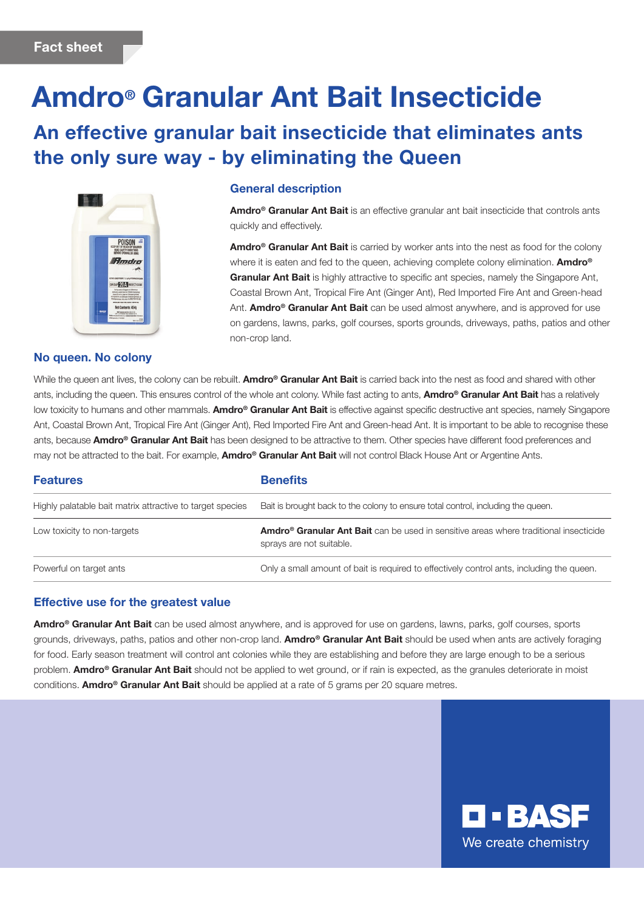Fact sheet

# Amdro® Granular Ant Bait Insecticide

## An effective granular bait insecticide that eliminates ants the only sure way - by eliminating the Queen

### General description

**Amdro® Granular Ant Bait** is an effective granular ant bait insecticide that controls ants quickly and effectively.

**Amdro® Granular Ant Bait** is carried by worker ants into the nest as food for the colony where it is eaten and fed to the queen, achieving complete colony elimination. **Amdro® Granular Ant Bait** is highly attractive to specific ant species, namely the Singapore Ant, Coastal Brown Ant, Tropical Fire Ant (Ginger Ant), Red Imported Fire Ant and Green-head Ant. **Amdro® Granular Ant Bait** can be used almost anywhere, and is approved for use on gardens, lawns, parks, golf courses, sports grounds, driveways, paths, patios and other non-crop land.

### No queen. No colony

While the queen ant lives, the colony can be rebuilt. **Amdro® Granular Ant Bait** is carried back into the nest as food and shared with other ants, including the queen. This ensures control of the whole ant colony. While fast acting to ants, **Amdro® Granular Ant Bait** has a relatively low toxicity to humans and other mammals. **Amdro® Granular Ant Bait** is effective against specific destructive ant species, namely Singapore Ant, Coastal Brown Ant, Tropical Fire Ant (Ginger Ant), Red Imported Fire Ant and Green-head Ant. It is important to be able to recognise these ants, because **Amdro® Granular Ant Bait** has been designed to be attractive to them. Other species have different food preferences and may not be attracted to the bait. For example, **Amdro® Granular Ant Bait** will not control Black House Ant or Argentine Ants.

| Features | Benefits |
|---|---|
| Highly palatable bait matrix attractive to target species | Bait is brought back to the colony to ensure total control, including the queen. |
| Low toxicity to non-targets | **Amdro® Granular Ant Bait** can be used in sensitive areas where traditional insecticide sprays are not suitable. |
| Powerful on target ants | Only a small amount of bait is required to effectively control ants, including the queen. |

### Effective use for the greatest value

**Amdro® Granular Ant Bait** can be used almost anywhere, and is approved for use on gardens, lawns, parks, golf courses, sports grounds, driveways, paths, patios and other non-crop land. **Amdro® Granular Ant Bait** should be used when ants are actively foraging for food. Early season treatment will control ant colonies while they are establishing and before they are large enough to be a serious problem. **Amdro® Granular Ant Bait** should not be applied to wet ground, or if rain is expected, as the granules deteriorate in moist conditions. **Amdro® Granular Ant Bait** should be applied at a rate of 5 grams per 20 square metres.

BASF

We create chemistry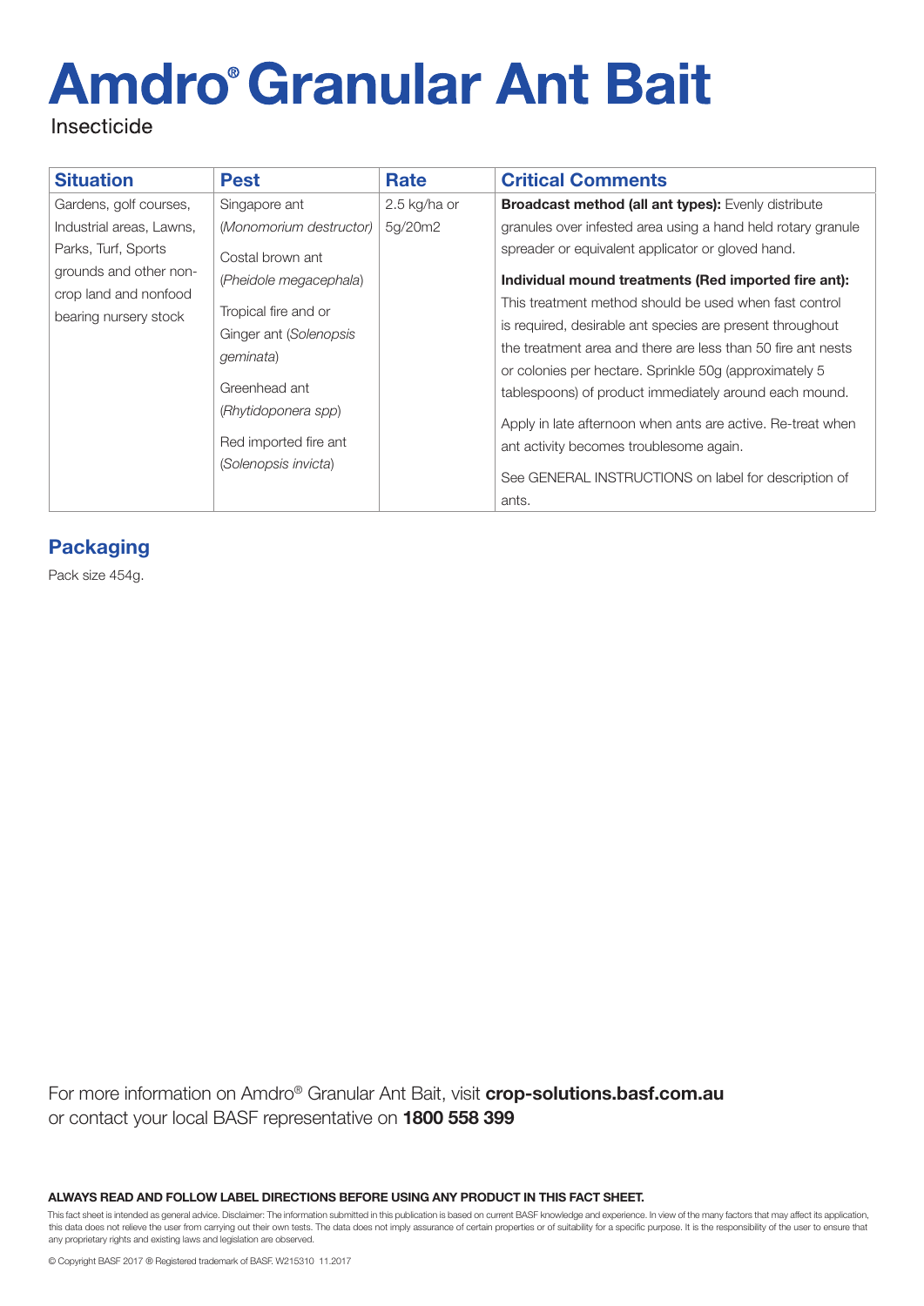# Amdro® Granular Ant Bait

Insecticide

| Situation | Pest | Rate | Critical Comments |
|---|---|---|---|
| Gardens, golf courses, Industrial areas, Lawns, Parks, Turf, Sports grounds and other non-crop land and nonfood bearing nursery stock | Singapore ant (*Monomorium destructor*)<br><br>Costal brown ant (*Pheidole megacephala*)<br><br>Tropical fire and or Ginger ant (*Solenopsis geminata*)<br><br>Greenhead ant (*Rhytidoponera spp*)<br><br>Red imported fire ant (*Solenopsis invicta*) | 2.5 kg/ha or 5g/20m2 | **Broadcast method (all ant types):** Evenly distribute granules over infested area using a hand held rotary granule spreader or equivalent applicator or gloved hand.<br><br>**Individual mound treatments (Red imported fire ant):** This treatment method should be used when fast control is required, desirable ant species are present throughout the treatment area and there are less than 50 fire ant nests or colonies per hectare. Sprinkle 50g (approximately 5 tablespoons) of product immediately around each mound.<br><br>Apply in late afternoon when ants are active. Re-treat when ant activity becomes troublesome again.<br><br>See GENERAL INSTRUCTIONS on label for description of ants. |

## Packaging

Pack size 454g.

For more information on Amdro® Granular Ant Bait, visit **crop-solutions.basf.com.au** or contact your local BASF representative on **1800 558 399**

**ALWAYS READ AND FOLLOW LABEL DIRECTIONS BEFORE USING ANY PRODUCT IN THIS FACT SHEET.**

This fact sheet is intended as general advice. Disclaimer: The information submitted in this publication is based on current BASF knowledge and experience. In view of the many factors that may affect its application, this data does not relieve the user from carrying out their own tests. The data does not imply assurance of certain properties or of suitability for a specific purpose. It is the responsibility of the user to ensure that any proprietary rights and existing laws and legislation are observed.

© Copyright BASF 2017 ® Registered trademark of BASF. W215310 11.2017